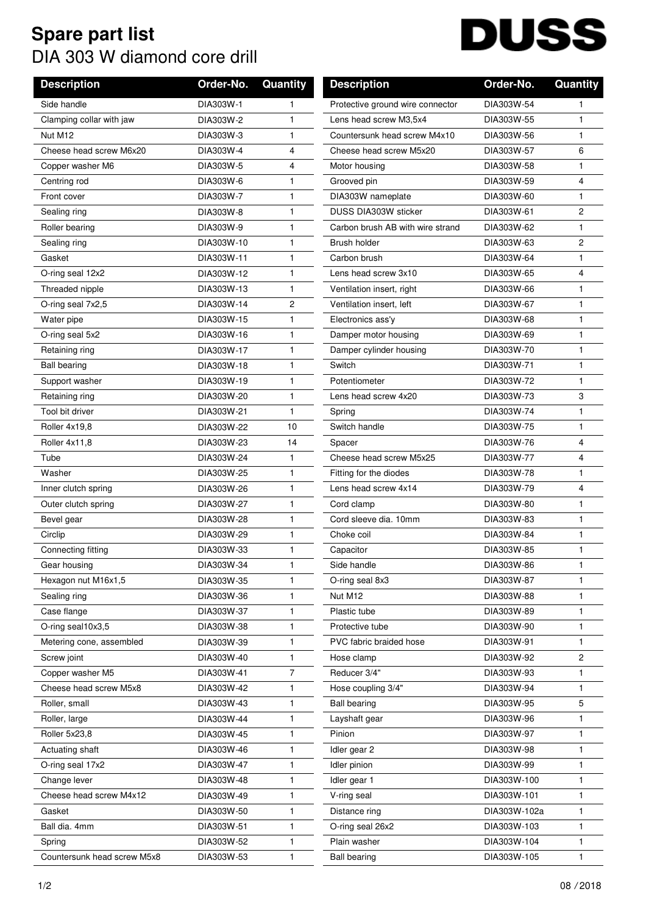# Spare part list

## DIA 303 W diamond core drill

DUSS

| Description | Order-No. | Quantity |
|---|---|---|
| Side handle | DIA303W-1 | 1 |
| Clamping collar with jaw | DIA303W-2 | 1 |
| Nut M12 | DIA303W-3 | 1 |
| Cheese head screw M6x20 | DIA303W-4 | 4 |
| Copper washer M6 | DIA303W-5 | 4 |
| Centring rod | DIA303W-6 | 1 |
| Front cover | DIA303W-7 | 1 |
| Sealing ring | DIA303W-8 | 1 |
| Roller bearing | DIA303W-9 | 1 |
| Sealing ring | DIA303W-10 | 1 |
| Gasket | DIA303W-11 | 1 |
| O-ring seal 12x2 | DIA303W-12 | 1 |
| Threaded nipple | DIA303W-13 | 1 |
| O-ring seal 7x2,5 | DIA303W-14 | 2 |
| Water pipe | DIA303W-15 | 1 |
| O-ring seal 5x2 | DIA303W-16 | 1 |
| Retaining ring | DIA303W-17 | 1 |
| Ball bearing | DIA303W-18 | 1 |
| Support washer | DIA303W-19 | 1 |
| Retaining ring | DIA303W-20 | 1 |
| Tool bit driver | DIA303W-21 | 1 |
| Roller 4x19,8 | DIA303W-22 | 10 |
| Roller 4x11,8 | DIA303W-23 | 14 |
| Tube | DIA303W-24 | 1 |
| Washer | DIA303W-25 | 1 |
| Inner clutch spring | DIA303W-26 | 1 |
| Outer clutch spring | DIA303W-27 | 1 |
| Bevel gear | DIA303W-28 | 1 |
| Circlip | DIA303W-29 | 1 |
| Connecting fitting | DIA303W-33 | 1 |
| Gear housing | DIA303W-34 | 1 |
| Hexagon nut M16x1,5 | DIA303W-35 | 1 |
| Sealing ring | DIA303W-36 | 1 |
| Case flange | DIA303W-37 | 1 |
| O-ring seal10x3,5 | DIA303W-38 | 1 |
| Metering cone, assembled | DIA303W-39 | 1 |
| Screw joint | DIA303W-40 | 1 |
| Copper washer M5 | DIA303W-41 | 7 |
| Cheese head screw M5x8 | DIA303W-42 | 1 |
| Roller, small | DIA303W-43 | 1 |
| Roller, large | DIA303W-44 | 1 |
| Roller 5x23,8 | DIA303W-45 | 1 |
| Actuating shaft | DIA303W-46 | 1 |
| O-ring seal 17x2 | DIA303W-47 | 1 |
| Change lever | DIA303W-48 | 1 |
| Cheese head screw M4x12 | DIA303W-49 | 1 |
| Gasket | DIA303W-50 | 1 |
| Ball dia. 4mm | DIA303W-51 | 1 |
| Spring | DIA303W-52 | 1 |
| Countersunk head screw M5x8 | DIA303W-53 | 1 |
| Protective ground wire connector | DIA303W-54 | 1 |
| Lens head screw M3,5x4 | DIA303W-55 | 1 |
| Countersunk head screw M4x10 | DIA303W-56 | 1 |
| Cheese head screw M5x20 | DIA303W-57 | 6 |
| Motor housing | DIA303W-58 | 1 |
| Grooved pin | DIA303W-59 | 4 |
| DIA303W nameplate | DIA303W-60 | 1 |
| DUSS DIA303W sticker | DIA303W-61 | 2 |
| Carbon brush AB with wire strand | DIA303W-62 | 1 |
| Brush holder | DIA303W-63 | 2 |
| Carbon brush | DIA303W-64 | 1 |
| Lens head screw 3x10 | DIA303W-65 | 4 |
| Ventilation insert, right | DIA303W-66 | 1 |
| Ventilation insert, left | DIA303W-67 | 1 |
| Electronics ass'y | DIA303W-68 | 1 |
| Damper motor housing | DIA303W-69 | 1 |
| Damper cylinder housing | DIA303W-70 | 1 |
| Switch | DIA303W-71 | 1 |
| Potentiometer | DIA303W-72 | 1 |
| Lens head screw 4x20 | DIA303W-73 | 3 |
| Spring | DIA303W-74 | 1 |
| Switch handle | DIA303W-75 | 1 |
| Spacer | DIA303W-76 | 4 |
| Cheese head screw M5x25 | DIA303W-77 | 4 |
| Fitting for the diodes | DIA303W-78 | 1 |
| Lens head screw 4x14 | DIA303W-79 | 4 |
| Cord clamp | DIA303W-80 | 1 |
| Cord sleeve dia. 10mm | DIA303W-83 | 1 |
| Choke coil | DIA303W-84 | 1 |
| Capacitor | DIA303W-85 | 1 |
| Side handle | DIA303W-86 | 1 |
| O-ring seal 8x3 | DIA303W-87 | 1 |
| Nut M12 | DIA303W-88 | 1 |
| Plastic tube | DIA303W-89 | 1 |
| Protective tube | DIA303W-90 | 1 |
| PVC fabric braided hose | DIA303W-91 | 1 |
| Hose clamp | DIA303W-92 | 2 |
| Reducer 3/4" | DIA303W-93 | 1 |
| Hose coupling 3/4" | DIA303W-94 | 1 |
| Ball bearing | DIA303W-95 | 5 |
| Layshaft gear | DIA303W-96 | 1 |
| Pinion | DIA303W-97 | 1 |
| Idler gear 2 | DIA303W-98 | 1 |
| Idler pinion | DIA303W-99 | 1 |
| Idler gear 1 | DIA303W-100 | 1 |
| V-ring seal | DIA303W-101 | 1 |
| Distance ring | DIA303W-102a | 1 |
| O-ring seal 26x2 | DIA303W-103 | 1 |
| Plain washer | DIA303W-104 | 1 |
| Ball bearing | DIA303W-105 | 1 |

08 / 2018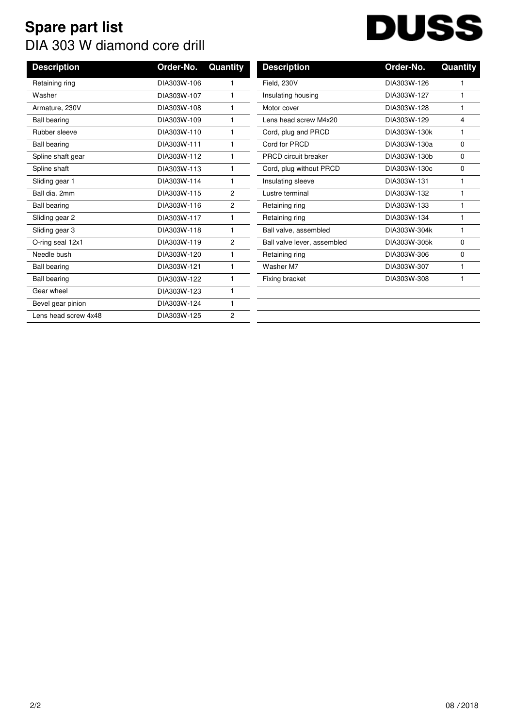# Spare part list

DIA 303 W diamond core drill

DUSS

| Description | Order-No. | Quantity |
|---|---|---|
| Retaining ring | DIA303W-106 | 1 |
| Washer | DIA303W-107 | 1 |
| Armature, 230V | DIA303W-108 | 1 |
| Ball bearing | DIA303W-109 | 1 |
| Rubber sleeve | DIA303W-110 | 1 |
| Ball bearing | DIA303W-111 | 1 |
| Spline shaft gear | DIA303W-112 | 1 |
| Spline shaft | DIA303W-113 | 1 |
| Sliding gear 1 | DIA303W-114 | 1 |
| Ball dia. 2mm | DIA303W-115 | 2 |
| Ball bearing | DIA303W-116 | 2 |
| Sliding gear 2 | DIA303W-117 | 1 |
| Sliding gear 3 | DIA303W-118 | 1 |
| O-ring seal 12x1 | DIA303W-119 | 2 |
| Needle bush | DIA303W-120 | 1 |
| Ball bearing | DIA303W-121 | 1 |
| Ball bearing | DIA303W-122 | 1 |
| Gear wheel | DIA303W-123 | 1 |
| Bevel gear pinion | DIA303W-124 | 1 |
| Lens head screw 4x48 | DIA303W-125 | 2 |

| Description | Order-No. | Quantity |
|---|---|---|
| Field, 230V | DIA303W-126 | 1 |
| Insulating housing | DIA303W-127 | 1 |
| Motor cover | DIA303W-128 | 1 |
| Lens head screw M4x20 | DIA303W-129 | 4 |
| Cord, plug and PRCD | DIA303W-130k | 1 |
| Cord for PRCD | DIA303W-130a | 0 |
| PRCD circuit breaker | DIA303W-130b | 0 |
| Cord, plug without PRCD | DIA303W-130c | 0 |
| Insulating sleeve | DIA303W-131 | 1 |
| Lustre terminal | DIA303W-132 | 1 |
| Retaining ring | DIA303W-133 | 1 |
| Retaining ring | DIA303W-134 | 1 |
| Ball valve, assembled | DIA303W-304k | 1 |
| Ball valve lever, assembled | DIA303W-305k | 0 |
| Retaining ring | DIA303W-306 | 0 |
| Washer M7 | DIA303W-307 | 1 |
| Fixing bracket | DIA303W-308 | 1 |

08 / 2018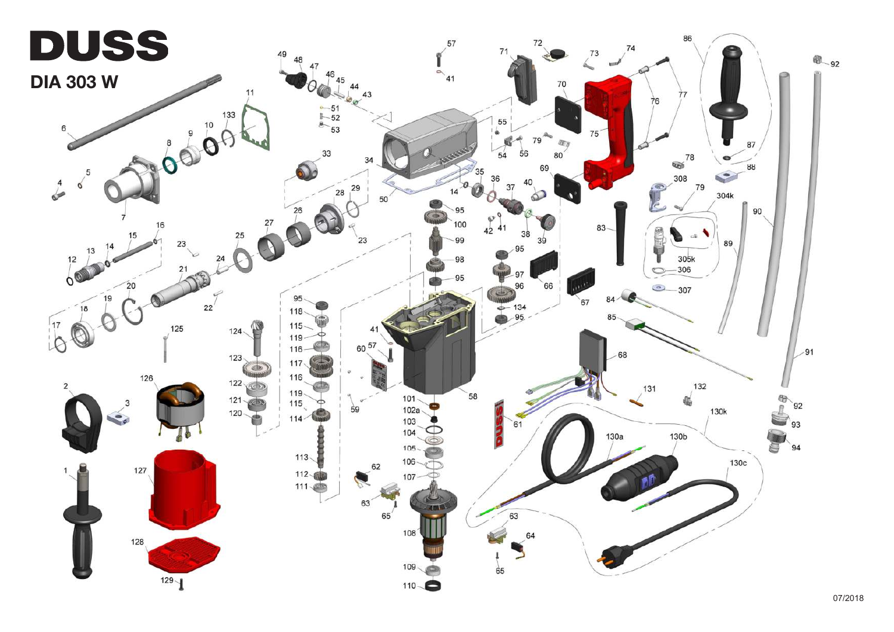# DUSS

## DIA 303 W

07/2018